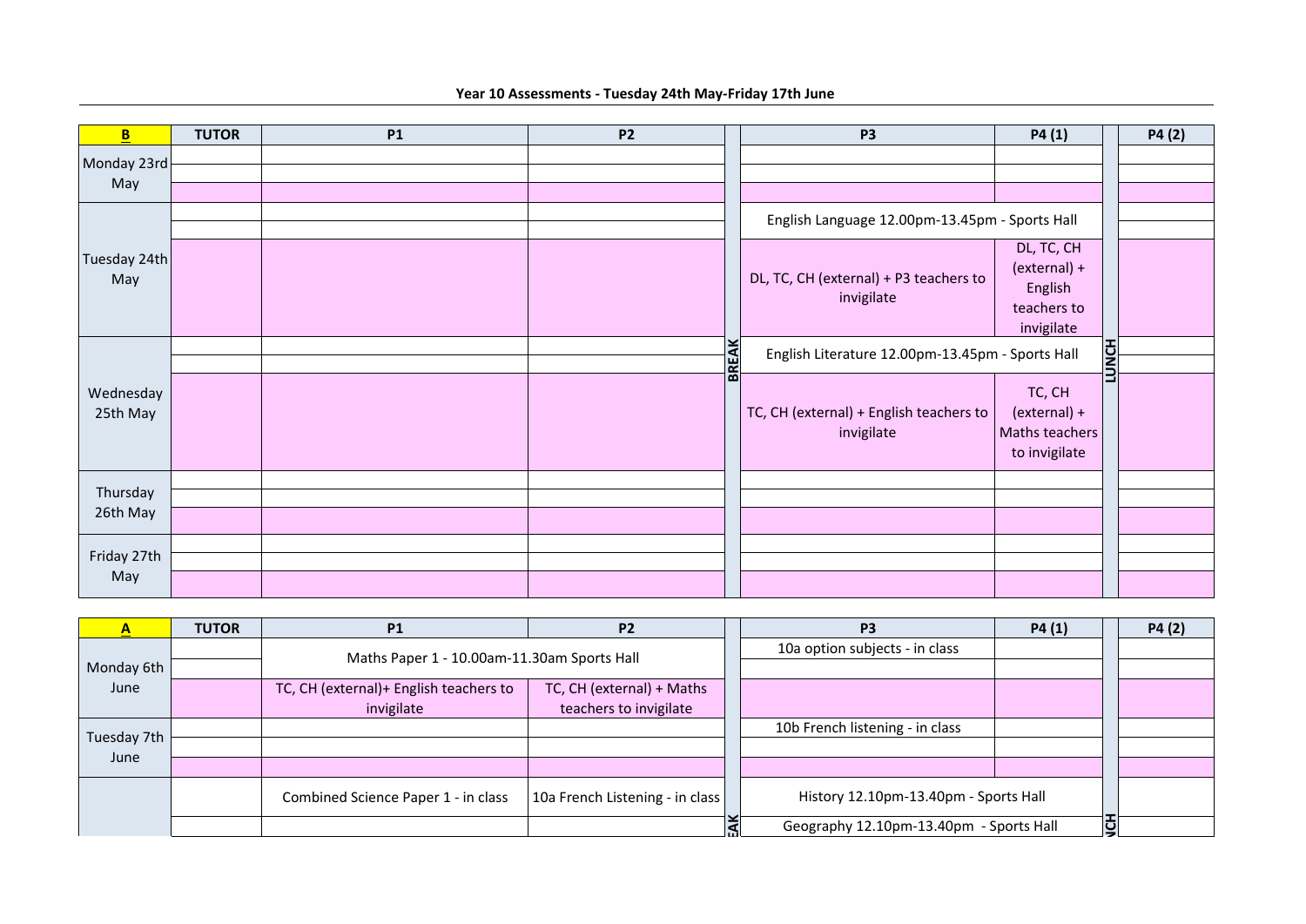**Year 10 Assessments - Tuesday 24th May-Friday 17th June**

| B | TUTOR | P1 | P2 | | P3 | P4 (1) | | P4 (2) |
|---|---|---|---|---|---|---|---|---|
| Monday 23rd May | | | | | | | | |
| | | | | | | | | |
| | | | | | | | | |
| Tuesday 24th May | | | | | English Language 12.00pm-13.45pm - Sports Hall | | | |
| | | | | | | | | |
| | | | | | DL, TC, CH (external) + P3 teachers to invigilate | DL, TC, CH (external) + English teachers to invigilate | | |
| Wednesday 25th May | | | | BREAK | English Literature 12.00pm-13.45pm - Sports Hall | | LUNCH | |
| | | | | | | | | |
| | | | | | TC, CH (external) + English teachers to invigilate | TC, CH (external) + Maths teachers to invigilate | | |
| Thursday 26th May | | | | | | | | |
| | | | | | | | | |
| | | | | | | | | |
| Friday 27th May | | | | | | | | |
| | | | | | | | | |
| | | | | | | | | |

| A | TUTOR | P1 | P2 | | P3 | P4 (1) | | P4 (2) |
|---|---|---|---|---|---|---|---|---|
| Monday 6th June | | Maths Paper 1 - 10.00am-11.30am Sports Hall | | | 10a option subjects - in class | | | |
| | | | | | | | | |
| | | TC, CH (external)+ English teachers to invigilate | TC, CH (external) + Maths teachers to invigilate | | | | | |
| Tuesday 7th June | | | | | 10b French listening - in class | | | |
| | | | | | | | | |
| | | | | | | | | |
| | | Combined Science Paper 1 - in class | 10a French Listening - in class | | History 12.10pm-13.40pm - Sports Hall | | | |
| | | | | EAK | Geography 12.10pm-13.40pm - Sports Hall | | NCH | |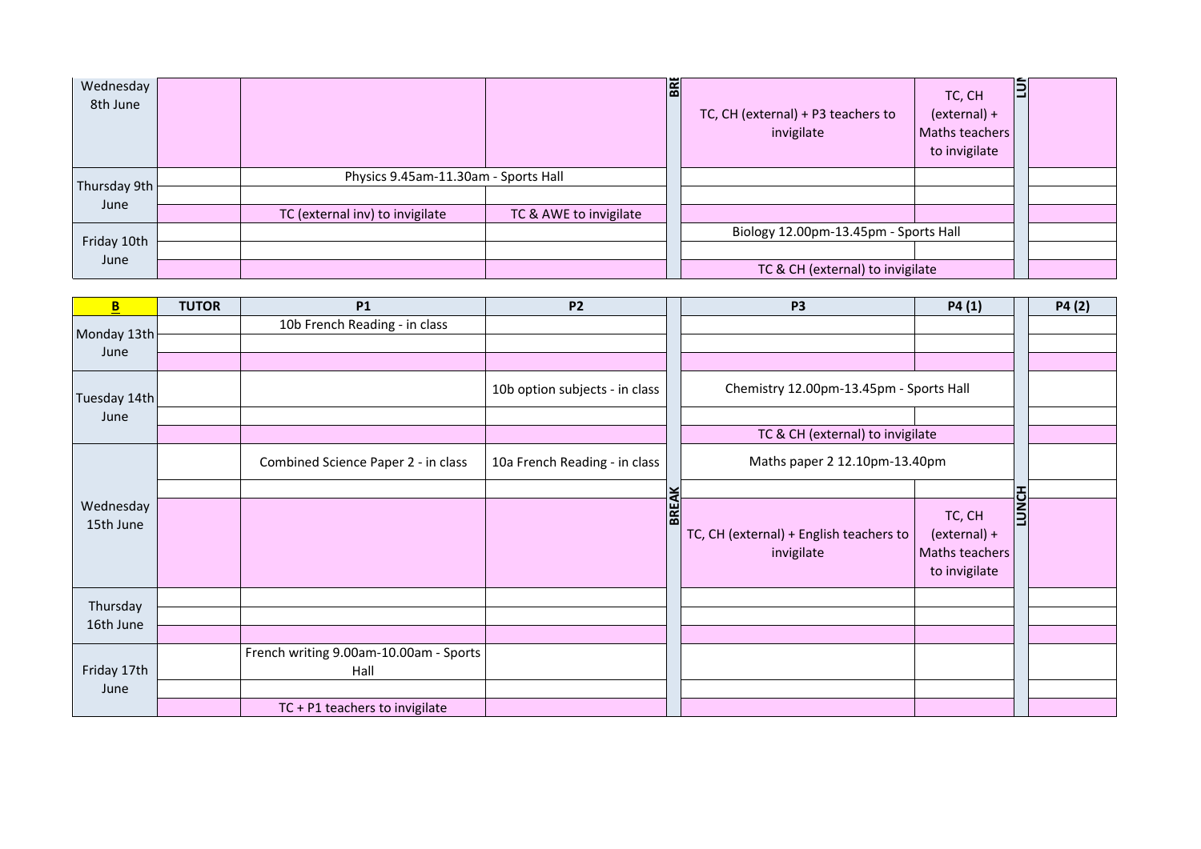| | | | | | | | | |
|---|---|---|---|---|---|---|---|---|
| Wednesday 8th June | | | | BREAK | TC, CH (external) + P3 teachers to invigilate | TC, CH (external) + Maths teachers to invigilate | LUNCH | |
| Thursday 9th June | | Physics 9.45am-11.30am - Sports Hall | | | | | | |
| | | | | | | | | |
| | | TC (external inv) to invigilate | TC & AWE to invigilate | | | | | |
| Friday 10th June | | | | | Biology 12.00pm-13.45pm - Sports Hall | | | |
| | | | | | | | | |
| | | | | | TC & CH (external) to invigilate | | | |

| B | TUTOR | P1 | P2 | | P3 | P4 (1) | | P4 (2) |
|---|---|---|---|---|---|---|---|---|
| Monday 13th June | | 10b French Reading - in class | | BREAK | | | LUNCH | |
| | | | | | | | | |
| | | | | | | | | |
| Tuesday 14th June | | | 10b option subjects - in class | | Chemistry 12.00pm-13.45pm - Sports Hall | | | |
| | | | | | | | | |
| | | | | | TC & CH (external) to invigilate | | | |
| Wednesday 15th June | | Combined Science Paper 2 - in class | 10a French Reading - in class | | Maths paper 2 12.10pm-13.40pm | | | |
| | | | | | | | | |
| | | | | | TC, CH (external) + English teachers to invigilate | TC, CH (external) + Maths teachers to invigilate | | |
| Thursday 16th June | | | | | | | | |
| | | | | | | | | |
| | | | | | | | | |
| Friday 17th June | | French writing 9.00am-10.00am - Sports Hall | | | | | | |
| | | | | | | | | |
| | | TC + P1 teachers to invigilate | | | | | | |